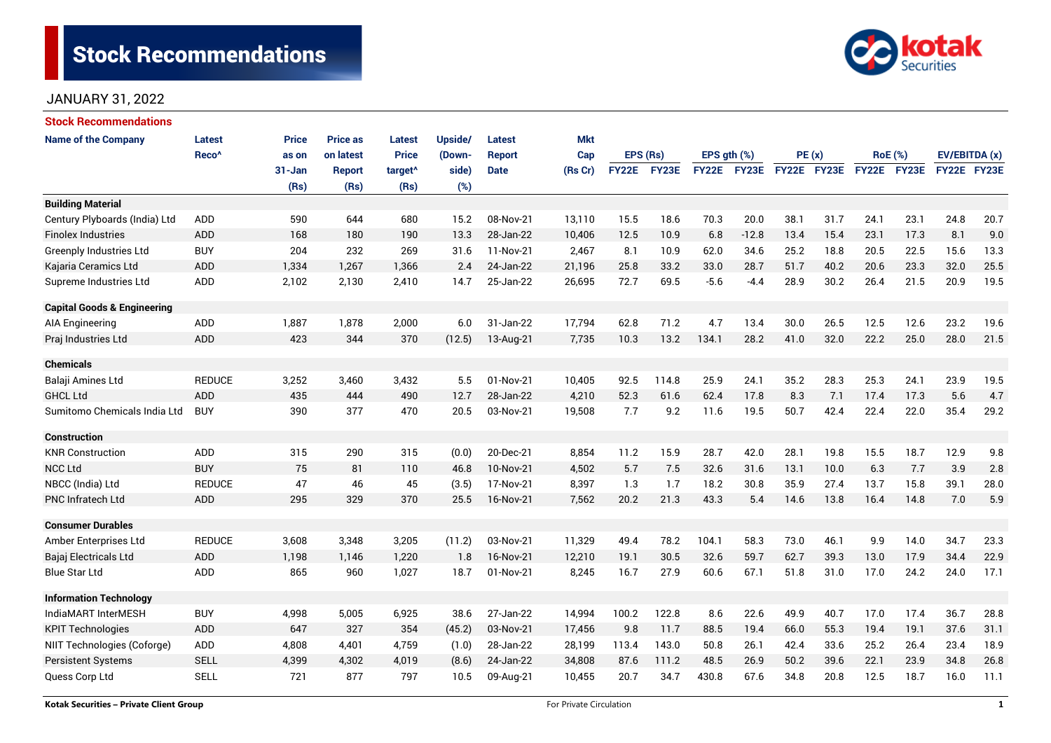# Stock Recommendations

JANUARY 31, 2022

## Stock Recommendations

| Name of the Company | Latest Reco^ | Price as on 31-Jan (Rs) | Price as on latest Report (Rs) | Latest Price target^ (Rs) | Upside/ (Down-side) (%) | Latest Report Date | Mkt Cap (Rs Cr) | EPS (Rs) | | EPS gth (%) | | PE (x) | | RoE (%) | | EV/EBITDA (x) | |
|---|---|---|---|---|---|---|---|---|---|---|---|---|---|---|---|---|---|
| | | | | | | | | FY22E | FY23E | FY22E | FY23E | FY22E | FY23E | FY22E | FY23E | FY22E | FY23E |
| **Building Material** | | | | | | | | | | | | | | | | | |
| Century Plyboards (India) Ltd | ADD | 590 | 644 | 680 | 15.2 | 08-Nov-21 | 13,110 | 15.5 | 18.6 | 70.3 | 20.0 | 38.1 | 31.7 | 24.1 | 23.1 | 24.8 | 20.7 |
| Finolex Industries | ADD | 168 | 180 | 190 | 13.3 | 28-Jan-22 | 10,406 | 12.5 | 10.9 | 6.8 | -12.8 | 13.4 | 15.4 | 23.1 | 17.3 | 8.1 | 9.0 |
| Greenply Industries Ltd | BUY | 204 | 232 | 269 | 31.6 | 11-Nov-21 | 2,467 | 8.1 | 10.9 | 62.0 | 34.6 | 25.2 | 18.8 | 20.5 | 22.5 | 15.6 | 13.3 |
| Kajaria Ceramics Ltd | ADD | 1,334 | 1,267 | 1,366 | 2.4 | 24-Jan-22 | 21,196 | 25.8 | 33.2 | 33.0 | 28.7 | 51.7 | 40.2 | 20.6 | 23.3 | 32.0 | 25.5 |
| Supreme Industries Ltd | ADD | 2,102 | 2,130 | 2,410 | 14.7 | 25-Jan-22 | 26,695 | 72.7 | 69.5 | -5.6 | -4.4 | 28.9 | 30.2 | 26.4 | 21.5 | 20.9 | 19.5 |
| **Capital Goods & Engineering** | | | | | | | | | | | | | | | | | |
| AIA Engineering | ADD | 1,887 | 1,878 | 2,000 | 6.0 | 31-Jan-22 | 17,794 | 62.8 | 71.2 | 4.7 | 13.4 | 30.0 | 26.5 | 12.5 | 12.6 | 23.2 | 19.6 |
| Praj Industries Ltd | ADD | 423 | 344 | 370 | (12.5) | 13-Aug-21 | 7,735 | 10.3 | 13.2 | 134.1 | 28.2 | 41.0 | 32.0 | 22.2 | 25.0 | 28.0 | 21.5 |
| **Chemicals** | | | | | | | | | | | | | | | | | |
| Balaji Amines Ltd | REDUCE | 3,252 | 3,460 | 3,432 | 5.5 | 01-Nov-21 | 10,405 | 92.5 | 114.8 | 25.9 | 24.1 | 35.2 | 28.3 | 25.3 | 24.1 | 23.9 | 19.5 |
| GHCL Ltd | ADD | 435 | 444 | 490 | 12.7 | 28-Jan-22 | 4,210 | 52.3 | 61.6 | 62.4 | 17.8 | 8.3 | 7.1 | 17.4 | 17.3 | 5.6 | 4.7 |
| Sumitomo Chemicals India Ltd | BUY | 390 | 377 | 470 | 20.5 | 03-Nov-21 | 19,508 | 7.7 | 9.2 | 11.6 | 19.5 | 50.7 | 42.4 | 22.4 | 22.0 | 35.4 | 29.2 |
| **Construction** | | | | | | | | | | | | | | | | | |
| KNR Construction | ADD | 315 | 290 | 315 | (0.0) | 20-Dec-21 | 8,854 | 11.2 | 15.9 | 28.7 | 42.0 | 28.1 | 19.8 | 15.5 | 18.7 | 12.9 | 9.8 |
| NCC Ltd | BUY | 75 | 81 | 110 | 46.8 | 10-Nov-21 | 4,502 | 5.7 | 7.5 | 32.6 | 31.6 | 13.1 | 10.0 | 6.3 | 7.7 | 3.9 | 2.8 |
| NBCC (India) Ltd | REDUCE | 47 | 46 | 45 | (3.5) | 17-Nov-21 | 8,397 | 1.3 | 1.7 | 18.2 | 30.8 | 35.9 | 27.4 | 13.7 | 15.8 | 39.1 | 28.0 |
| PNC Infratech Ltd | ADD | 295 | 329 | 370 | 25.5 | 16-Nov-21 | 7,562 | 20.2 | 21.3 | 43.3 | 5.4 | 14.6 | 13.8 | 16.4 | 14.8 | 7.0 | 5.9 |
| **Consumer Durables** | | | | | | | | | | | | | | | | | |
| Amber Enterprises Ltd | REDUCE | 3,608 | 3,348 | 3,205 | (11.2) | 03-Nov-21 | 11,329 | 49.4 | 78.2 | 104.1 | 58.3 | 73.0 | 46.1 | 9.9 | 14.0 | 34.7 | 23.3 |
| Bajaj Electricals Ltd | ADD | 1,198 | 1,146 | 1,220 | 1.8 | 16-Nov-21 | 12,210 | 19.1 | 30.5 | 32.6 | 59.7 | 62.7 | 39.3 | 13.0 | 17.9 | 34.4 | 22.9 |
| Blue Star Ltd | ADD | 865 | 960 | 1,027 | 18.7 | 01-Nov-21 | 8,245 | 16.7 | 27.9 | 60.6 | 67.1 | 51.8 | 31.0 | 17.0 | 24.2 | 24.0 | 17.1 |
| **Information Technology** | | | | | | | | | | | | | | | | | |
| IndiaMART InterMESH | BUY | 4,998 | 5,005 | 6,925 | 38.6 | 27-Jan-22 | 14,994 | 100.2 | 122.8 | 8.6 | 22.6 | 49.9 | 40.7 | 17.0 | 17.4 | 36.7 | 28.8 |
| KPIT Technologies | ADD | 647 | 327 | 354 | (45.2) | 03-Nov-21 | 17,456 | 9.8 | 11.7 | 88.5 | 19.4 | 66.0 | 55.3 | 19.4 | 19.1 | 37.6 | 31.1 |
| NIIT Technologies (Coforge) | ADD | 4,808 | 4,401 | 4,759 | (1.0) | 28-Jan-22 | 28,199 | 113.4 | 143.0 | 50.8 | 26.1 | 42.4 | 33.6 | 25.2 | 26.4 | 23.4 | 18.9 |
| Persistent Systems | SELL | 4,399 | 4,302 | 4,019 | (8.6) | 24-Jan-22 | 34,808 | 87.6 | 111.2 | 48.5 | 26.9 | 50.2 | 39.6 | 22.1 | 23.9 | 34.8 | 26.8 |
| Quess Corp Ltd | SELL | 721 | 877 | 797 | 10.5 | 09-Aug-21 | 10,455 | 20.7 | 34.7 | 430.8 | 67.6 | 34.8 | 20.8 | 12.5 | 18.7 | 16.0 | 11.1 |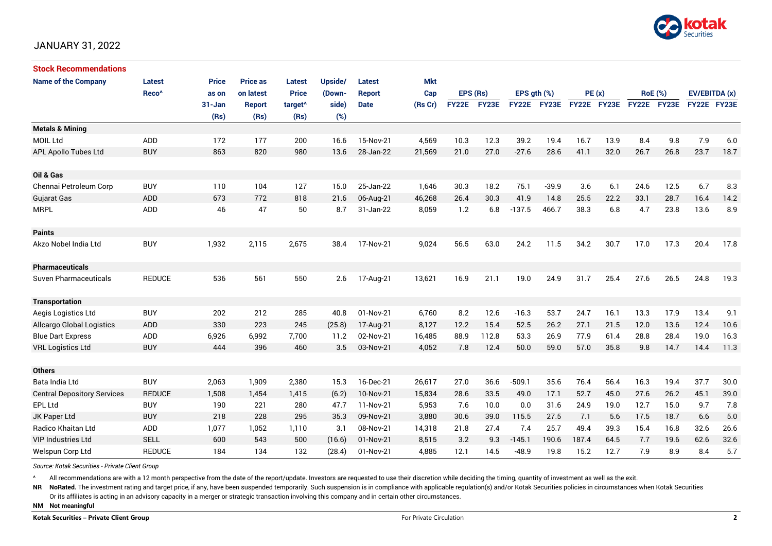JANUARY 31, 2022

## Stock Recommendations

| Name of the Company | Latest Reco^ | Price as on 31-Jan (Rs) | Price as on latest Report (Rs) | Latest Price target^ (Rs) | Upside/ (Down-side) (%) | Latest Report Date | Mkt Cap (Rs Cr) | EPS (Rs) | | EPS gth (%) | | PE (x) | | RoE (%) | | EV/EBITDA (x) | |
|---|---|---|---|---|---|---|---|---|---|---|---|---|---|---|---|---|---|
| | | | | | | | | FY22E | FY23E | FY22E | FY23E | FY22E | FY23E | FY22E | FY23E | FY22E | FY23E |
| **Metals & Mining** | | | | | | | | | | | | | | | | | |
| MOIL Ltd | ADD | 172 | 177 | 200 | 16.6 | 15-Nov-21 | 4,569 | 10.3 | 12.3 | 39.2 | 19.4 | 16.7 | 13.9 | 8.4 | 9.8 | 7.9 | 6.0 |
| APL Apollo Tubes Ltd | BUY | 863 | 820 | 980 | 13.6 | 28-Jan-22 | 21,569 | 21.0 | 27.0 | -27.6 | 28.6 | 41.1 | 32.0 | 26.7 | 26.8 | 23.7 | 18.7 |
| **Oil & Gas** | | | | | | | | | | | | | | | | | |
| Chennai Petroleum Corp | BUY | 110 | 104 | 127 | 15.0 | 25-Jan-22 | 1,646 | 30.3 | 18.2 | 75.1 | -39.9 | 3.6 | 6.1 | 24.6 | 12.5 | 6.7 | 8.3 |
| Gujarat Gas | ADD | 673 | 772 | 818 | 21.6 | 06-Aug-21 | 46,268 | 26.4 | 30.3 | 41.9 | 14.8 | 25.5 | 22.2 | 33.1 | 28.7 | 16.4 | 14.2 |
| MRPL | ADD | 46 | 47 | 50 | 8.7 | 31-Jan-22 | 8,059 | 1.2 | 6.8 | -137.5 | 466.7 | 38.3 | 6.8 | 4.7 | 23.8 | 13.6 | 8.9 |
| **Paints** | | | | | | | | | | | | | | | | | |
| Akzo Nobel India Ltd | BUY | 1,932 | 2,115 | 2,675 | 38.4 | 17-Nov-21 | 9,024 | 56.5 | 63.0 | 24.2 | 11.5 | 34.2 | 30.7 | 17.0 | 17.3 | 20.4 | 17.8 |
| **Pharmaceuticals** | | | | | | | | | | | | | | | | | |
| Suven Pharmaceuticals | REDUCE | 536 | 561 | 550 | 2.6 | 17-Aug-21 | 13,621 | 16.9 | 21.1 | 19.0 | 24.9 | 31.7 | 25.4 | 27.6 | 26.5 | 24.8 | 19.3 |
| **Transportation** | | | | | | | | | | | | | | | | | |
| Aegis Logistics Ltd | BUY | 202 | 212 | 285 | 40.8 | 01-Nov-21 | 6,760 | 8.2 | 12.6 | -16.3 | 53.7 | 24.7 | 16.1 | 13.3 | 17.9 | 13.4 | 9.1 |
| Allcargo Global Logistics | ADD | 330 | 223 | 245 | (25.8) | 17-Aug-21 | 8,127 | 12.2 | 15.4 | 52.5 | 26.2 | 27.1 | 21.5 | 12.0 | 13.6 | 12.4 | 10.6 |
| Blue Dart Express | ADD | 6,926 | 6,992 | 7,700 | 11.2 | 02-Nov-21 | 16,485 | 88.9 | 112.8 | 53.3 | 26.9 | 77.9 | 61.4 | 28.8 | 28.4 | 19.0 | 16.3 |
| VRL Logistics Ltd | BUY | 444 | 396 | 460 | 3.5 | 03-Nov-21 | 4,052 | 7.8 | 12.4 | 50.0 | 59.0 | 57.0 | 35.8 | 9.8 | 14.7 | 14.4 | 11.3 |
| **Others** | | | | | | | | | | | | | | | | | |
| Bata India Ltd | BUY | 2,063 | 1,909 | 2,380 | 15.3 | 16-Dec-21 | 26,617 | 27.0 | 36.6 | -509.1 | 35.6 | 76.4 | 56.4 | 16.3 | 19.4 | 37.7 | 30.0 |
| Central Depository Services | REDUCE | 1,508 | 1,454 | 1,415 | (6.2) | 10-Nov-21 | 15,834 | 28.6 | 33.5 | 49.0 | 17.1 | 52.7 | 45.0 | 27.6 | 26.2 | 45.1 | 39.0 |
| EPL Ltd | BUY | 190 | 221 | 280 | 47.7 | 11-Nov-21 | 5,953 | 7.6 | 10.0 | 0.0 | 31.6 | 24.9 | 19.0 | 12.7 | 15.0 | 9.7 | 7.8 |
| JK Paper Ltd | BUY | 218 | 228 | 295 | 35.3 | 09-Nov-21 | 3,880 | 30.6 | 39.0 | 115.5 | 27.5 | 7.1 | 5.6 | 17.5 | 18.7 | 6.6 | 5.0 |
| Radico Khaitan Ltd | ADD | 1,077 | 1,052 | 1,110 | 3.1 | 08-Nov-21 | 14,318 | 21.8 | 27.4 | 7.4 | 25.7 | 49.4 | 39.3 | 15.4 | 16.8 | 32.6 | 26.6 |
| VIP Industries Ltd | SELL | 600 | 543 | 500 | (16.6) | 01-Nov-21 | 8,515 | 3.2 | 9.3 | -145.1 | 190.6 | 187.4 | 64.5 | 7.7 | 19.6 | 62.6 | 32.6 |
| Welspun Corp Ltd | REDUCE | 184 | 134 | 132 | (28.4) | 01-Nov-21 | 4,885 | 12.1 | 14.5 | -48.9 | 19.8 | 15.2 | 12.7 | 7.9 | 8.9 | 8.4 | 5.7 |

*Source: Kotak Securities - Private Client Group*

^ All recommendations are with a 12 month perspective from the date of the report/update. Investors are requested to use their discretion while deciding the timing, quantity of investment as well as the exit.

**NR** **NoRated.** The investment rating and target price, if any, have been suspended temporarily. Such suspension is in compliance with applicable regulation(s) and/or Kotak Securities policies in circumstances when Kotak Securities Or its affiliates is acting in an advisory capacity in a merger or strategic transaction involving this company and in certain other circumstances.

**NM** **Not meaningful**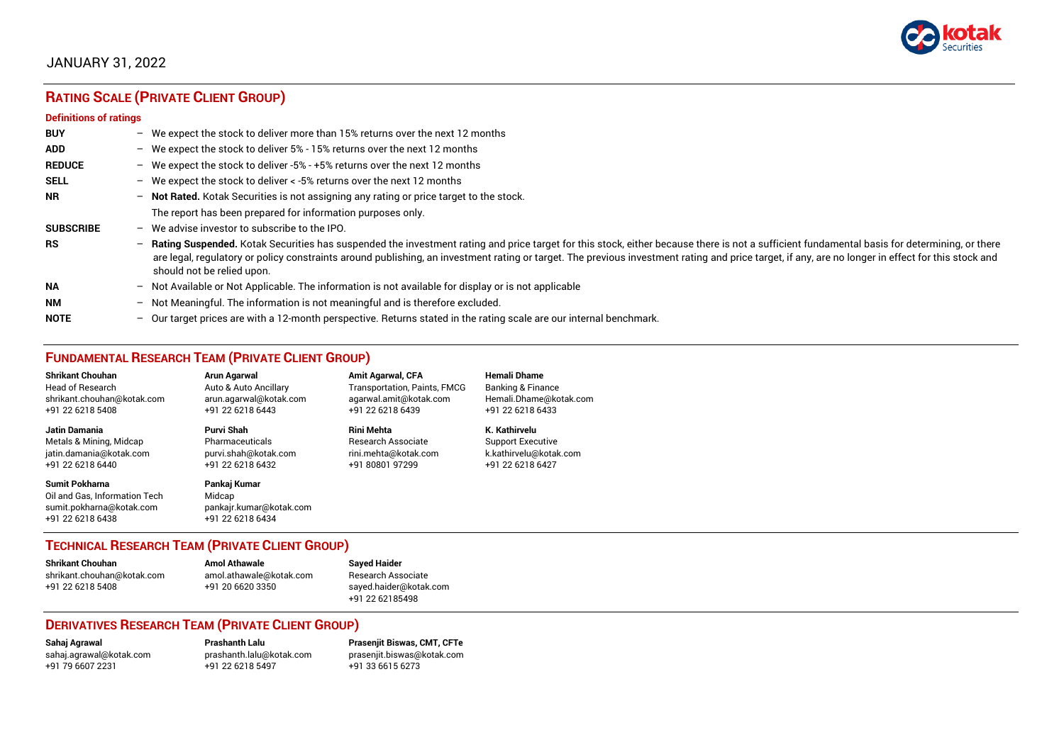JANUARY 31, 2022

## RATING SCALE (PRIVATE CLIENT GROUP)

### Definitions of ratings

| | | |
|---|---|---|
| **BUY** | – | We expect the stock to deliver more than 15% returns over the next 12 months |
| **ADD** | – | We expect the stock to deliver 5% - 15% returns over the next 12 months |
| **REDUCE** | – | We expect the stock to deliver -5% - +5% returns over the next 12 months |
| **SELL** | – | We expect the stock to deliver < -5% returns over the next 12 months |
| **NR** | – | **Not Rated.** Kotak Securities is not assigning any rating or price target to the stock. The report has been prepared for information purposes only. |
| **SUBSCRIBE** | – | We advise investor to subscribe to the IPO. |
| **RS** | – | **Rating Suspended.** Kotak Securities has suspended the investment rating and price target for this stock, either because there is not a sufficient fundamental basis for determining, or there are legal, regulatory or policy constraints around publishing, an investment rating or target. The previous investment rating and price target, if any, are no longer in effect for this stock and should not be relied upon. |
| **NA** | – | Not Available or Not Applicable. The information is not available for display or is not applicable |
| **NM** | – | Not Meaningful. The information is not meaningful and is therefore excluded. |
| **NOTE** | – | Our target prices are with a 12-month perspective. Returns stated in the rating scale are our internal benchmark. |

## FUNDAMENTAL RESEARCH TEAM (PRIVATE CLIENT GROUP)

**Shrikant Chouhan**
Head of Research
shrikant.chouhan@kotak.com
+91 22 6218 5408

**Arun Agarwal**
Auto & Auto Ancillary
arun.agarwal@kotak.com
+91 22 6218 6443

**Amit Agarwal, CFA**
Transportation, Paints, FMCG
agarwal.amit@kotak.com
+91 22 6218 6439

**Hemali Dhame**
Banking & Finance
Hemali.Dhame@kotak.com
+91 22 6218 6433

**Jatin Damania**
Metals & Mining, Midcap
jatin.damania@kotak.com
+91 22 6218 6440

**Purvi Shah**
Pharmaceuticals
purvi.shah@kotak.com
+91 22 6218 6432

**Rini Mehta**
Research Associate
rini.mehta@kotak.com
+91 80801 97299

**K. Kathirvelu**
Support Executive
k.kathirvelu@kotak.com
+91 22 6218 6427

**Sumit Pokharna**
Oil and Gas, Information Tech
sumit.pokharna@kotak.com
+91 22 6218 6438

**Pankaj Kumar**
Midcap
pankajr.kumar@kotak.com
+91 22 6218 6434

## TECHNICAL RESEARCH TEAM (PRIVATE CLIENT GROUP)

**Shrikant Chouhan**
shrikant.chouhan@kotak.com
+91 22 6218 5408

**Amol Athawale**
amol.athawale@kotak.com
+91 20 6620 3350

**Sayed Haider**
Research Associate
sayed.haider@kotak.com
+91 22 62185498

## DERIVATIVES RESEARCH TEAM (PRIVATE CLIENT GROUP)

**Sahaj Agrawal**
sahaj.agrawal@kotak.com
+91 79 6607 2231

**Prashanth Lalu**
prashanth.lalu@kotak.com
+91 22 6218 5497

**Prasenjit Biswas, CMT, CFTe**
prasenjit.biswas@kotak.com
+91 33 6615 6273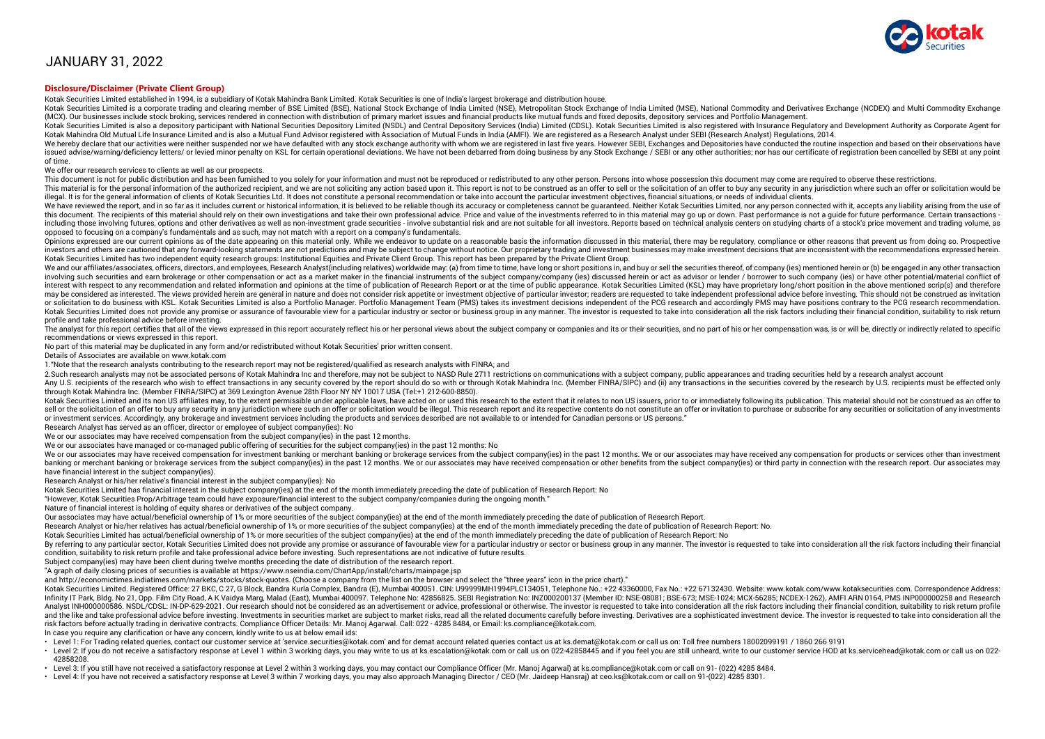# JANUARY 31, 2022

### Disclosure/Disclaimer (Private Client Group)

Kotak Securities Limited established in 1994, is a subsidiary of Kotak Mahindra Bank Limited. Kotak Securities is one of India's largest brokerage and distribution house.

Kotak Securities Limited is a corporate trading and clearing member of BSE Limited (BSE), National Stock Exchange of India Limited (NSE), Metropolitan Stock Exchange of India Limited (MSE), National Commodity and Derivatives Exchange (NCDEX) and Multi Commodity Exchange (MCX). Our businesses include stock broking, services rendered in connection with distribution of primary market issues and financial products like mutual funds and fixed deposits, depository services and Portfolio Management.

Kotak Securities Limited is also a depository participant with National Securities Depository Limited (NSDL) and Central Depository Services (India) Limited (CDSL). Kotak Securities Limited is also registered with Insurance Regulatory and Development Authority as Corporate Agent for Kotak Mahindra Old Mutual Life Insurance Limited and is also a Mutual Fund Advisor registered with Association of Mutual Funds in India (AMFI). We are registered as a Research Analyst under SEBI (Research Analyst) Regulations, 2014.

We hereby declare that our activities were neither suspended nor we have defaulted with any stock exchange authority with whom we are registered in last five years. However SEBI, Exchanges and Depositories have conducted the routine inspection and based on their observations have issued advise/warning/deficiency letters/ or levied minor penalty on KSL for certain operational deviations. We have not been debarred from doing business by any Stock Exchange / SEBI or any other authorities; nor has our certificate of registration been cancelled by SEBI at any point of time.

We offer our research services to clients as well as our prospects.

This document is not for public distribution and has been furnished to you solely for your information and must not be reproduced or redistributed to any other person. Persons into whose possession this document may come are required to observe these restrictions.

This material is for the personal information of the authorized recipient, and we are not soliciting any action based upon it. This report is not to be construed as an offer to sell or the solicitation of an offer to buy any security in any jurisdiction where such an offer or solicitation would be illegal. It is for the general information of clients of Kotak Securities Ltd. It does not constitute a personal recommendation or take into account the particular investment objectives, financial situations, or needs of individual clients.

We have reviewed the report, and in so far as it includes current or historical information, it is believed to be reliable though its accuracy or completeness cannot be guaranteed. Neither Kotak Securities Limited, nor any person connected with it, accepts any liability arising from the use of this document. The recipients of this material should rely on their own investigations and take their own professional advice. Price and value of the investments referred to in this material may go up or down. Past performance is not a guide for future performance. Certain transactions - including those involving futures, options and other derivatives as well as non-investment grade securities - involve substantial risk and are not suitable for all investors. Reports based on technical analysis centers on studying charts of a stock's price movement and trading volume, as opposed to focusing on a company's fundamentals and as such, may not match with a report on a company's fundamentals.

Opinions expressed are our current opinions as of the date appearing on this material only. While we endeavor to update on a reasonable basis the information discussed in this material, there may be regulatory, compliance or other reasons that prevent us from doing so. Prospective investors and others are cautioned that any forward-looking statements are not predictions and may be subject to change without notice. Our proprietary trading and investment businesses may make investment decisions that are inconsistent with the recommendations expressed herein. Kotak Securities Limited has two independent equity research groups: Institutional Equities and Private Client Group. This report has been prepared by the Private Client Group.

We and our affiliates/associates, officers, directors, and employees, Research Analyst(including relatives) worldwide may: (a) from time to time, have long or short positions in, and buy or sell the securities thereof, of company (ies) mentioned herein or (b) be engaged in any other transaction involving such securities and earn brokerage or other compensation or act as a market maker in the financial instruments of the subject company/company (ies) discussed herein or act as advisor or lender / borrower to such company (ies) or have other potential/material conflict of interest with respect to any recommendation and related information and opinions at the time of publication of Research Report or at the time of public appearance. Kotak Securities Limited (KSL) may have proprietary long/short position in the above mentioned scrip(s) and therefore may be considered as interested. The views provided herein are general in nature and does not consider risk appetite or investment objective of particular investor; readers are requested to take independent professional advice before investing. This should not be construed as invitation or solicitation to do business with KSL. Kotak Securities Limited is also a Portfolio Manager. Portfolio Management Team (PMS) takes its investment decisions independent of the PCG research and accordingly PMS may have positions contrary to the PCG research recommendation. Kotak Securities Limited does not provide any promise or assurance of favourable view for a particular industry or sector or business group in any manner. The investor is requested to take into consideration all the risk factors including their financial condition, suitability to risk return profile and take professional advice before investing.

The analyst for this report certifies that all of the views expressed in this report accurately reflect his or her personal views about the subject company or companies and its or their securities, and no part of his or her compensation was, is or will be, directly or indirectly related to specific recommendations or views expressed in this report.

No part of this material may be duplicated in any form and/or redistributed without Kotak Securities' prior written consent.

Details of Associates are available on www.kotak.com

1."Note that the research analysts contributing to the research report may not be registered/qualified as research analysts with FINRA; and

2.Such research analysts may not be associated persons of Kotak Mahindra Inc and therefore, may not be subject to NASD Rule 2711 restrictions on communications with a subject company, public appearances and trading securities held by a research analyst account

Any U.S. recipients of the research who wish to effect transactions in any security covered by the report should do so with or through Kotak Mahindra Inc. (Member FINRA/SIPC) and (ii) any transactions in the securities covered by the research by U.S. recipients must be effected only through Kotak Mahindra Inc. (Member FINRA/SIPC) at 369 Lexington Avenue 28th Floor NY NY 10017 USA (Tel:+1 212-600-8850).

Kotak Securities Limited and its non US affiliates may, to the extent permissible under applicable laws, have acted on or used this research to the extent that it relates to non US issuers, prior to or immediately following its publication. This material should not be construed as an offer to sell or the solicitation of an offer to buy any security in any jurisdiction where such an offer or solicitation would be illegal. This research report and its respective contents do not constitute an offer or invitation to purchase or subscribe for any securities or solicitation of any investments or investment services. Accordingly, any brokerage and investment services including the products and services described are not available to or intended for Canadian persons or US persons."

Research Analyst has served as an officer, director or employee of subject company(ies): No

We or our associates may have received compensation from the subject company(ies) in the past 12 months.

We or our associates have managed or co-managed public offering of securities for the subject company(ies) in the past 12 months: No

We or our associates may have received compensation for investment banking or merchant banking or brokerage services from the subject company(ies) in the past 12 months. We or our associates may have received any compensation for products or services other than investment banking or merchant banking or brokerage services from the subject company(ies) in the past 12 months. We or our associates may have received compensation or other benefits from the subject company(ies) or third party in connection with the research report. Our associates may have financial interest in the subject company(ies).

Research Analyst or his/her relative's financial interest in the subject company(ies): No

Kotak Securities Limited has financial interest in the subject company(ies) at the end of the month immediately preceding the date of publication of Research Report: No

"However, Kotak Securities Prop/Arbitrage team could have exposure/financial interest to the subject company/companies during the ongoing month."

Nature of financial interest is holding of equity shares or derivatives of the subject company.

Our associates may have actual/beneficial ownership of 1% or more securities of the subject company(ies) at the end of the month immediately preceding the date of publication of Research Report.

Research Analyst or his/her relatives has actual/beneficial ownership of 1% or more securities of the subject company(ies) at the end of the month immediately preceding the date of publication of Research Report: No.

Kotak Securities Limited has actual/beneficial ownership of 1% or more securities of the subject company(ies) at the end of the month immediately preceding the date of publication of Research Report: No

By referring to any particular sector, Kotak Securities Limited does not provide any promise or assurance of favourable view for a particular industry or sector or business group in any manner. The investor is requested to take into consideration all the risk factors including their financial condition, suitability to risk return profile and take professional advice before investing. Such representations are not indicative of future results.

Subject company(ies) may have been client during twelve months preceding the date of distribution of the research report.

"A graph of daily closing prices of securities is available at https://www.nseindia.com/ChartApp/install/charts/mainpage.jsp

and http://economictimes.indiatimes.com/markets/stocks/stock-quotes. (Choose a company from the list on the browser and select the "three years" icon in the price chart)."

Kotak Securities Limited. Registered Office: 27 BKC, C 27, G Block, Bandra Kurla Complex, Bandra (E), Mumbai 400051. CIN: U99999MH1994PLC134051, Telephone No.: +22 43360000, Fax No.: +22 67132430. Website: www.kotak.com/www.kotaksecurities.com. Correspondence Address: Infinity IT Park, Bldg. No 21, Opp. Film City Road, A K Vaidya Marg, Malad (East), Mumbai 400097. Telephone No: 42856825. SEBI Registration No: INZ000200137 (Member ID: NSE-08081; BSE-673; MSE-1024; MCX-56285; NCDEX-1262), AMFI ARN 0164, PMS INP000000258 and Research Analyst INH000000586. NSDL/CDSL: IN-DP-629-2021. Our research should not be considered as an advertisement or advice, professional or otherwise. The investor is requested to take into consideration all the risk factors including their financial condition, suitability to risk return profile and the like and take professional advice before investing. Investments in securities market are subject to market risks, read all the related documents carefully before investing. Derivatives are a sophisticated investment device. The investor is requested to take into consideration all the risk factors before actually trading in derivative contracts. Compliance Officer Details: Mr. Manoj Agarwal. Call: 022 - 4285 8484, or Email: ks.compliance@kotak.com.

In case you require any clarification or have any concern, kindly write to us at below email ids:

- Level 1: For Trading related queries, contact our customer service at 'service.securities@kotak.com' and for demat account related queries contact us at ks.demat@kotak.com or call us on: Toll free numbers 18002099191 / 1860 266 9191
- Level 2: If you do not receive a satisfactory response at Level 1 within 3 working days, you may write to us at ks.escalation@kotak.com or call us on 022-42858445 and if you feel you are still unheard, write to our customer service HOD at ks.servicehead@kotak.com or call us on 022-42858208.
- Level 3: If you still have not received a satisfactory response at Level 2 within 3 working days, you may contact our Compliance Officer (Mr. Manoj Agarwal) at ks.compliance@kotak.com or call on 91- (022) 4285 8484.
- Level 4: If you have not received a satisfactory response at Level 3 within 7 working days, you may also approach Managing Director / CEO (Mr. Jaideep Hansraj) at ceo.ks@kotak.com or call on 91-(022) 4285 8301.